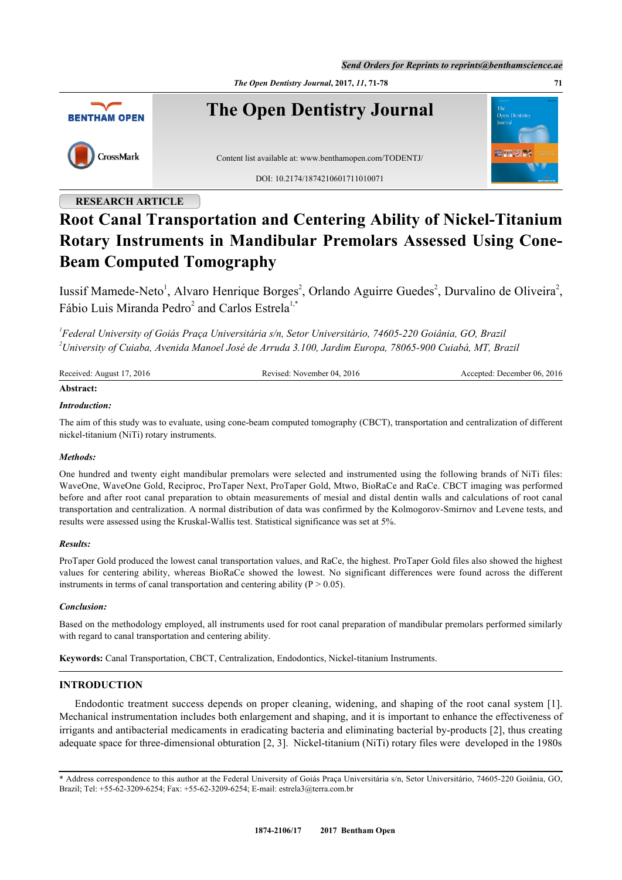RESEARCH ARTICLE

# Root Canal Transportation and Centering Ability of Nickel-Titanium Rotary Instruments in Mandibular Premolars Assessed Using Cone-Beam Computed Tomography

Iussif Mamede-Neto[1], Alvaro Henrique Borges[2], Orlando Aguirre Guedes[2], Durvalino de Oliveira[2], Fábio Luis Miranda Pedro[2] and Carlos Estrela[1,*]

[1]*Federal University of Goiás Praça Universitária s/n, Setor Universitário, 74605-220 Goiânia, GO, Brazil*
[2]*University of Cuiaba, Avenida Manoel José de Arruda 3.100, Jardim Europa, 78065-900 Cuiabá, MT, Brazil*

Received: August 17, 2016 | Revised: November 04, 2016 | Accepted: December 06, 2016

**Abstract:**

***Introduction:***

The aim of this study was to evaluate, using cone-beam computed tomography (CBCT), transportation and centralization of different nickel-titanium (NiTi) rotary instruments.

***Methods:***

One hundred and twenty eight mandibular premolars were selected and instrumented using the following brands of NiTi files: WaveOne, WaveOne Gold, Reciproc, ProTaper Next, ProTaper Gold, Mtwo, BioRaCe and RaCe. CBCT imaging was performed before and after root canal preparation to obtain measurements of mesial and distal dentin walls and calculations of root canal transportation and centralization. A normal distribution of data was confirmed by the Kolmogorov-Smirnov and Levene tests, and results were assessed using the Kruskal-Wallis test. Statistical significance was set at 5%.

***Results:***

ProTaper Gold produced the lowest canal transportation values, and RaCe, the highest. ProTaper Gold files also showed the highest values for centering ability, whereas BioRaCe showed the lowest. No significant differences were found across the different instruments in terms of canal transportation and centering ability ($P > 0.05$).

***Conclusion:***

Based on the methodology employed, all instruments used for root canal preparation of mandibular premolars performed similarly with regard to canal transportation and centering ability.

**Keywords:** Canal Transportation, CBCT, Centralization, Endodontics, Nickel-titanium Instruments.

## INTRODUCTION

Endodontic treatment success depends on proper cleaning, widening, and shaping of the root canal system [1]. Mechanical instrumentation includes both enlargement and shaping, and it is important to enhance the effectiveness of irrigants and antibacterial medicaments in eradicating bacteria and eliminating bacterial by-products [2], thus creating adequate space for three-dimensional obturation [2, 3]. Nickel-titanium (NiTi) rotary files were developed in the 1980s

\* Address correspondence to this author at the Federal University of Goiás Praça Universitária s/n, Setor Universitário, 74605-220 Goiânia, GO, Brazil; Tel: +55-62-3209-6254; Fax: +55-62-3209-6254; E-mail: estrela3@terra.com.br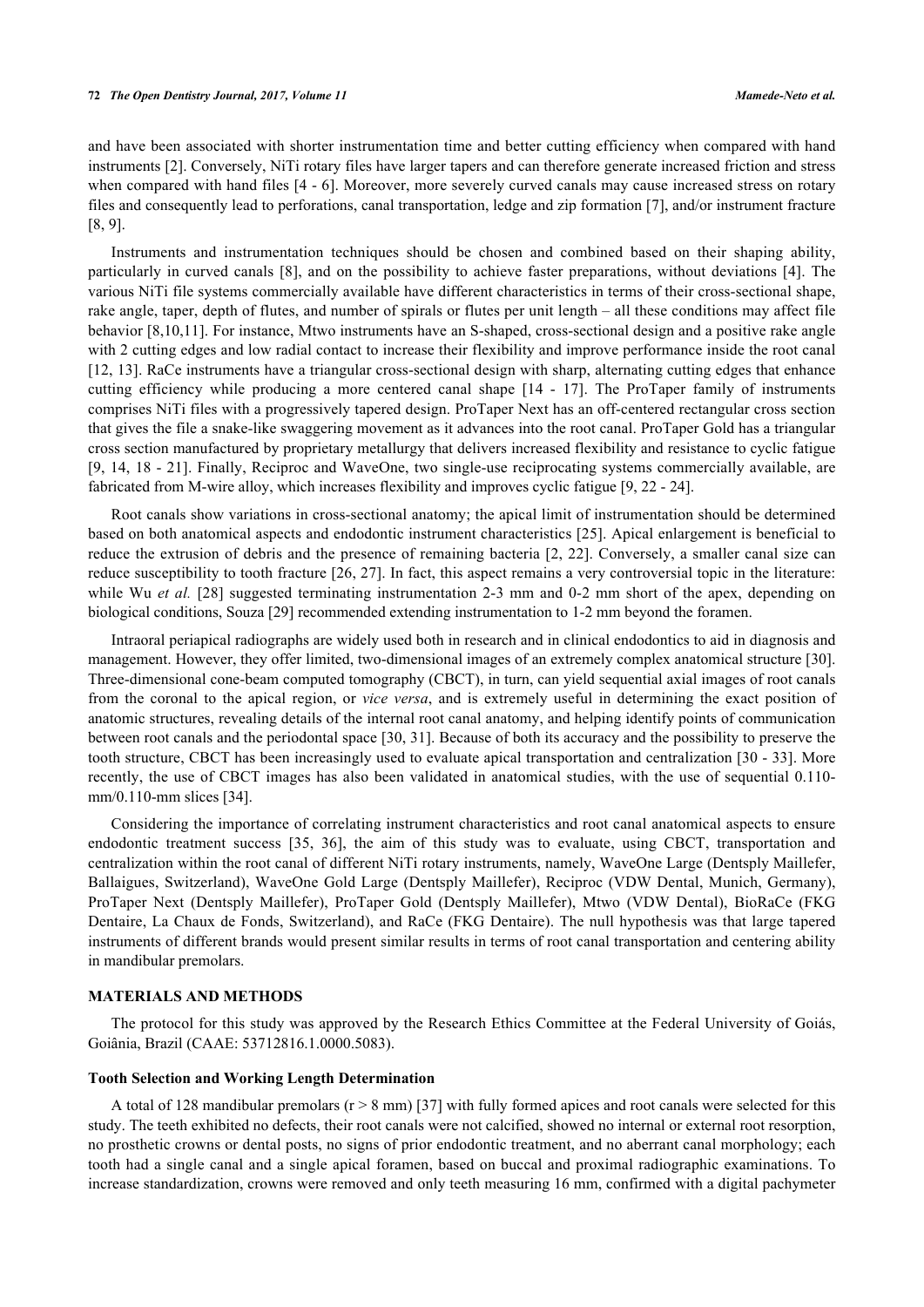and have been associated with shorter instrumentation time and better cutting efficiency when compared with hand instruments [2]. Conversely, NiTi rotary files have larger tapers and can therefore generate increased friction and stress when compared with hand files [4 - 6]. Moreover, more severely curved canals may cause increased stress on rotary files and consequently lead to perforations, canal transportation, ledge and zip formation [7], and/or instrument fracture [8, 9].

Instruments and instrumentation techniques should be chosen and combined based on their shaping ability, particularly in curved canals [8], and on the possibility to achieve faster preparations, without deviations [4]. The various NiTi file systems commercially available have different characteristics in terms of their cross-sectional shape, rake angle, taper, depth of flutes, and number of spirals or flutes per unit length – all these conditions may affect file behavior [8,10,11]. For instance, Mtwo instruments have an S-shaped, cross-sectional design and a positive rake angle with 2 cutting edges and low radial contact to increase their flexibility and improve performance inside the root canal [12, 13]. RaCe instruments have a triangular cross-sectional design with sharp, alternating cutting edges that enhance cutting efficiency while producing a more centered canal shape [14 - 17]. The ProTaper family of instruments comprises NiTi files with a progressively tapered design. ProTaper Next has an off-centered rectangular cross section that gives the file a snake-like swaggering movement as it advances into the root canal. ProTaper Gold has a triangular cross section manufactured by proprietary metallurgy that delivers increased flexibility and resistance to cyclic fatigue [9, 14, 18 - 21]. Finally, Reciproc and WaveOne, two single-use reciprocating systems commercially available, are fabricated from M-wire alloy, which increases flexibility and improves cyclic fatigue [9, 22 - 24].

Root canals show variations in cross-sectional anatomy; the apical limit of instrumentation should be determined based on both anatomical aspects and endodontic instrument characteristics [25]. Apical enlargement is beneficial to reduce the extrusion of debris and the presence of remaining bacteria [2, 22]. Conversely, a smaller canal size can reduce susceptibility to tooth fracture [26, 27]. In fact, this aspect remains a very controversial topic in the literature: while Wu *et al.* [28] suggested terminating instrumentation 2-3 mm and 0-2 mm short of the apex, depending on biological conditions, Souza [29] recommended extending instrumentation to 1-2 mm beyond the foramen.

Intraoral periapical radiographs are widely used both in research and in clinical endodontics to aid in diagnosis and management. However, they offer limited, two-dimensional images of an extremely complex anatomical structure [30]. Three-dimensional cone-beam computed tomography (CBCT), in turn, can yield sequential axial images of root canals from the coronal to the apical region, or *vice versa*, and is extremely useful in determining the exact position of anatomic structures, revealing details of the internal root canal anatomy, and helping identify points of communication between root canals and the periodontal space [30, 31]. Because of both its accuracy and the possibility to preserve the tooth structure, CBCT has been increasingly used to evaluate apical transportation and centralization [30 - 33]. More recently, the use of CBCT images has also been validated in anatomical studies, with the use of sequential 0.110-mm/0.110-mm slices [34].

Considering the importance of correlating instrument characteristics and root canal anatomical aspects to ensure endodontic treatment success [35, 36], the aim of this study was to evaluate, using CBCT, transportation and centralization within the root canal of different NiTi rotary instruments, namely, WaveOne Large (Dentsply Maillefer, Ballaigues, Switzerland), WaveOne Gold Large (Dentsply Maillefer), Reciproc (VDW Dental, Munich, Germany), ProTaper Next (Dentsply Maillefer), ProTaper Gold (Dentsply Maillefer), Mtwo (VDW Dental), BioRaCe (FKG Dentaire, La Chaux de Fonds, Switzerland), and RaCe (FKG Dentaire). The null hypothesis was that large tapered instruments of different brands would present similar results in terms of root canal transportation and centering ability in mandibular premolars.

## MATERIALS AND METHODS

The protocol for this study was approved by the Research Ethics Committee at the Federal University of Goiás, Goiânia, Brazil (CAAE: 53712816.1.0000.5083).

### Tooth Selection and Working Length Determination

A total of 128 mandibular premolars (r > 8 mm) [37] with fully formed apices and root canals were selected for this study. The teeth exhibited no defects, their root canals were not calcified, showed no internal or external root resorption, no prosthetic crowns or dental posts, no signs of prior endodontic treatment, and no aberrant canal morphology; each tooth had a single canal and a single apical foramen, based on buccal and proximal radiographic examinations. To increase standardization, crowns were removed and only teeth measuring 16 mm, confirmed with a digital pachymeter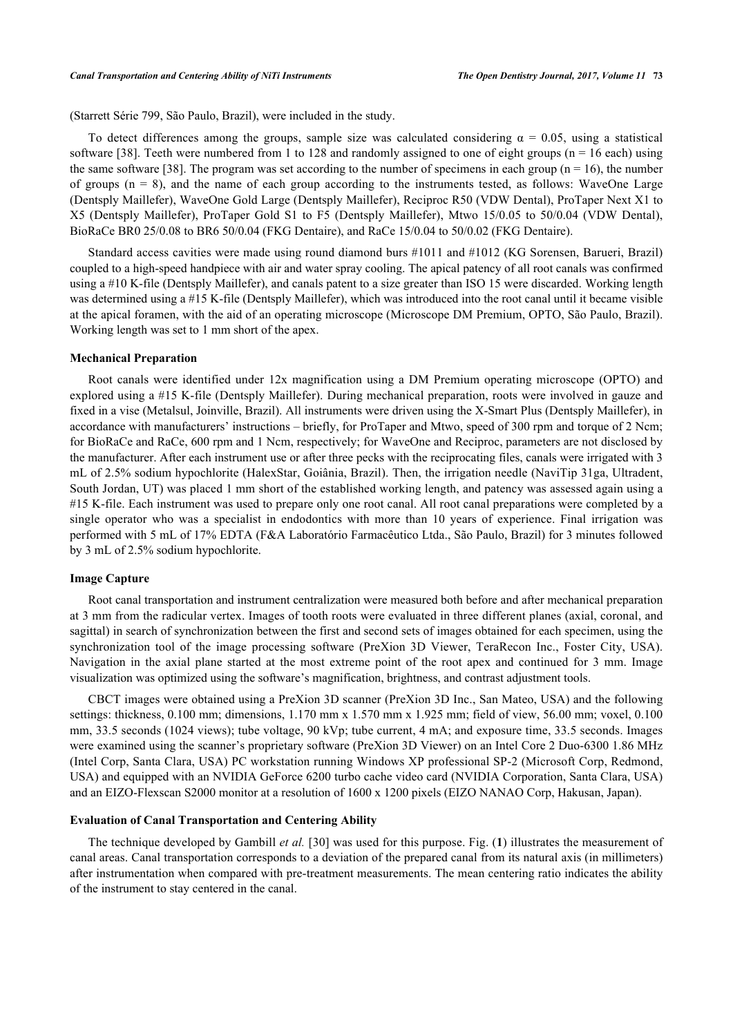(Starrett Série 799, São Paulo, Brazil), were included in the study.

To detect differences among the groups, sample size was calculated considering α = 0.05, using a statistical software [38]. Teeth were numbered from 1 to 128 and randomly assigned to one of eight groups (n = 16 each) using the same software [38]. The program was set according to the number of specimens in each group (n = 16), the number of groups (n = 8), and the name of each group according to the instruments tested, as follows: WaveOne Large (Dentsply Maillefer), WaveOne Gold Large (Dentsply Maillefer), Reciproc R50 (VDW Dental), ProTaper Next X1 to X5 (Dentsply Maillefer), ProTaper Gold S1 to F5 (Dentsply Maillefer), Mtwo 15/0.05 to 50/0.04 (VDW Dental), BioRaCe BR0 25/0.08 to BR6 50/0.04 (FKG Dentaire), and RaCe 15/0.04 to 50/0.02 (FKG Dentaire).

Standard access cavities were made using round diamond burs #1011 and #1012 (KG Sorensen, Barueri, Brazil) coupled to a high-speed handpiece with air and water spray cooling. The apical patency of all root canals was confirmed using a #10 K-file (Dentsply Maillefer), and canals patent to a size greater than ISO 15 were discarded. Working length was determined using a #15 K-file (Dentsply Maillefer), which was introduced into the root canal until it became visible at the apical foramen, with the aid of an operating microscope (Microscope DM Premium, OPTO, São Paulo, Brazil). Working length was set to 1 mm short of the apex.

### Mechanical Preparation

Root canals were identified under 12x magnification using a DM Premium operating microscope (OPTO) and explored using a #15 K-file (Dentsply Maillefer). During mechanical preparation, roots were involved in gauze and fixed in a vise (Metalsul, Joinville, Brazil). All instruments were driven using the X-Smart Plus (Dentsply Maillefer), in accordance with manufacturers' instructions – briefly, for ProTaper and Mtwo, speed of 300 rpm and torque of 2 Ncm; for BioRaCe and RaCe, 600 rpm and 1 Ncm, respectively; for WaveOne and Reciproc, parameters are not disclosed by the manufacturer. After each instrument use or after three pecks with the reciprocating files, canals were irrigated with 3 mL of 2.5% sodium hypochlorite (HalexStar, Goiânia, Brazil). Then, the irrigation needle (NaviTip 31ga, Ultradent, South Jordan, UT) was placed 1 mm short of the established working length, and patency was assessed again using a #15 K-file. Each instrument was used to prepare only one root canal. All root canal preparations were completed by a single operator who was a specialist in endodontics with more than 10 years of experience. Final irrigation was performed with 5 mL of 17% EDTA (F&A Laboratório Farmacêutico Ltda., São Paulo, Brazil) for 3 minutes followed by 3 mL of 2.5% sodium hypochlorite.

### Image Capture

Root canal transportation and instrument centralization were measured both before and after mechanical preparation at 3 mm from the radicular vertex. Images of tooth roots were evaluated in three different planes (axial, coronal, and sagittal) in search of synchronization between the first and second sets of images obtained for each specimen, using the synchronization tool of the image processing software (PreXion 3D Viewer, TeraRecon Inc., Foster City, USA). Navigation in the axial plane started at the most extreme point of the root apex and continued for 3 mm. Image visualization was optimized using the software's magnification, brightness, and contrast adjustment tools.

CBCT images were obtained using a PreXion 3D scanner (PreXion 3D Inc., San Mateo, USA) and the following settings: thickness, 0.100 mm; dimensions, 1.170 mm x 1.570 mm x 1.925 mm; field of view, 56.00 mm; voxel, 0.100 mm, 33.5 seconds (1024 views); tube voltage, 90 kVp; tube current, 4 mA; and exposure time, 33.5 seconds. Images were examined using the scanner's proprietary software (PreXion 3D Viewer) on an Intel Core 2 Duo-6300 1.86 MHz (Intel Corp, Santa Clara, USA) PC workstation running Windows XP professional SP-2 (Microsoft Corp, Redmond, USA) and equipped with an NVIDIA GeForce 6200 turbo cache video card (NVIDIA Corporation, Santa Clara, USA) and an EIZO-Flexscan S2000 monitor at a resolution of 1600 x 1200 pixels (EIZO NANAO Corp, Hakusan, Japan).

### Evaluation of Canal Transportation and Centering Ability

The technique developed by Gambill *et al.* [30] was used for this purpose. Fig. (**1**) illustrates the measurement of canal areas. Canal transportation corresponds to a deviation of the prepared canal from its natural axis (in millimeters) after instrumentation when compared with pre-treatment measurements. The mean centering ratio indicates the ability of the instrument to stay centered in the canal.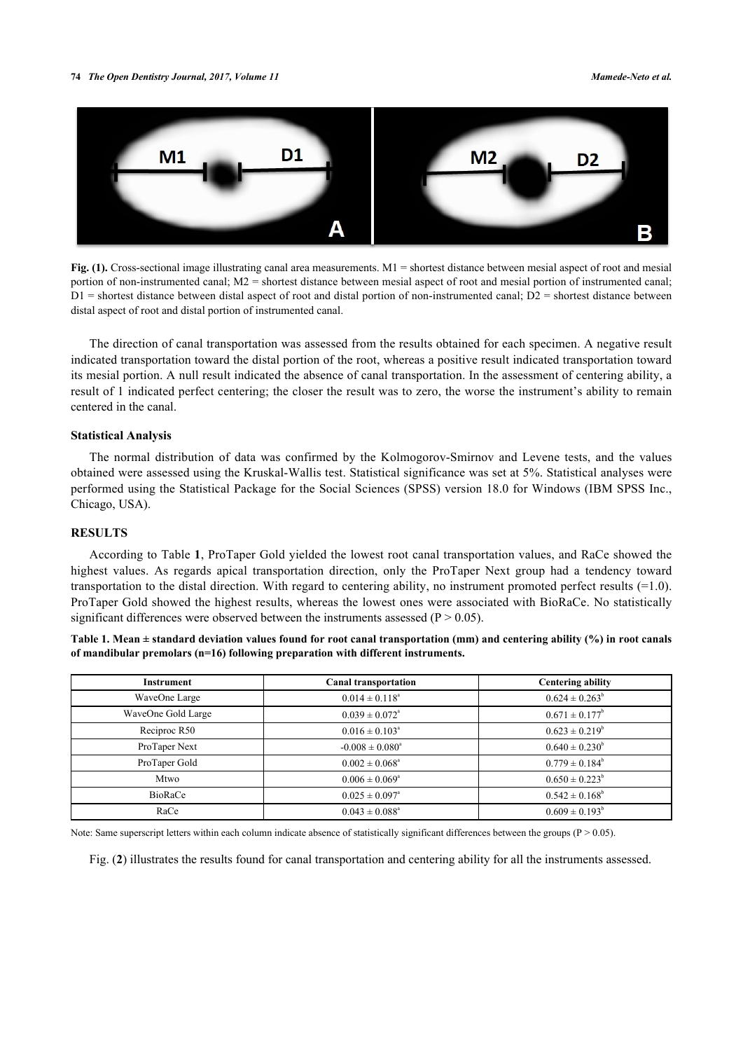**Fig. (1).** Cross-sectional image illustrating canal area measurements. M1 = shortest distance between mesial aspect of root and mesial portion of non-instrumented canal; M2 = shortest distance between mesial aspect of root and mesial portion of instrumented canal; D1 = shortest distance between distal aspect of root and distal portion of non-instrumented canal; D2 = shortest distance between distal aspect of root and distal portion of instrumented canal.

The direction of canal transportation was assessed from the results obtained for each specimen. A negative result indicated transportation toward the distal portion of the root, whereas a positive result indicated transportation toward its mesial portion. A null result indicated the absence of canal transportation. In the assessment of centering ability, a result of 1 indicated perfect centering; the closer the result was to zero, the worse the instrument's ability to remain centered in the canal.

### Statistical Analysis

The normal distribution of data was confirmed by the Kolmogorov-Smirnov and Levene tests, and the values obtained were assessed using the Kruskal-Wallis test. Statistical significance was set at 5%. Statistical analyses were performed using the Statistical Package for the Social Sciences (SPSS) version 18.0 for Windows (IBM SPSS Inc., Chicago, USA).

## RESULTS

According to Table **1**, ProTaper Gold yielded the lowest root canal transportation values, and RaCe showed the highest values. As regards apical transportation direction, only the ProTaper Next group had a tendency toward transportation to the distal direction. With regard to centering ability, no instrument promoted perfect results (=1.0). ProTaper Gold showed the highest results, whereas the lowest ones were associated with BioRaCe. No statistically significant differences were observed between the instruments assessed ($P > 0.05$).

**Table 1. Mean ± standard deviation values found for root canal transportation (mm) and centering ability (%) in root canals of mandibular premolars (n=16) following preparation with different instruments.**

| Instrument | Canal transportation | Centering ability |
|---|---|---|
| WaveOne Large | 0.014 ± 0.118[a] | 0.624 ± 0.263[b] |
| WaveOne Gold Large | 0.039 ± 0.072[a] | 0.671 ± 0.177[b] |
| Reciproc R50 | 0.016 ± 0.103[a] | 0.623 ± 0.219[b] |
| ProTaper Next | -0.008 ± 0.080[a] | 0.640 ± 0.230[b] |
| ProTaper Gold | 0.002 ± 0.068[a] | 0.779 ± 0.184[b] |
| Mtwo | 0.006 ± 0.069[a] | 0.650 ± 0.223[b] |
| BioRaCe | 0.025 ± 0.097[a] | 0.542 ± 0.168[b] |
| RaCe | 0.043 ± 0.088[a] | 0.609 ± 0.193[b] |

Note: Same superscript letters within each column indicate absence of statistically significant differences between the groups ($P > 0.05$).

Fig. (**2**) illustrates the results found for canal transportation and centering ability for all the instruments assessed.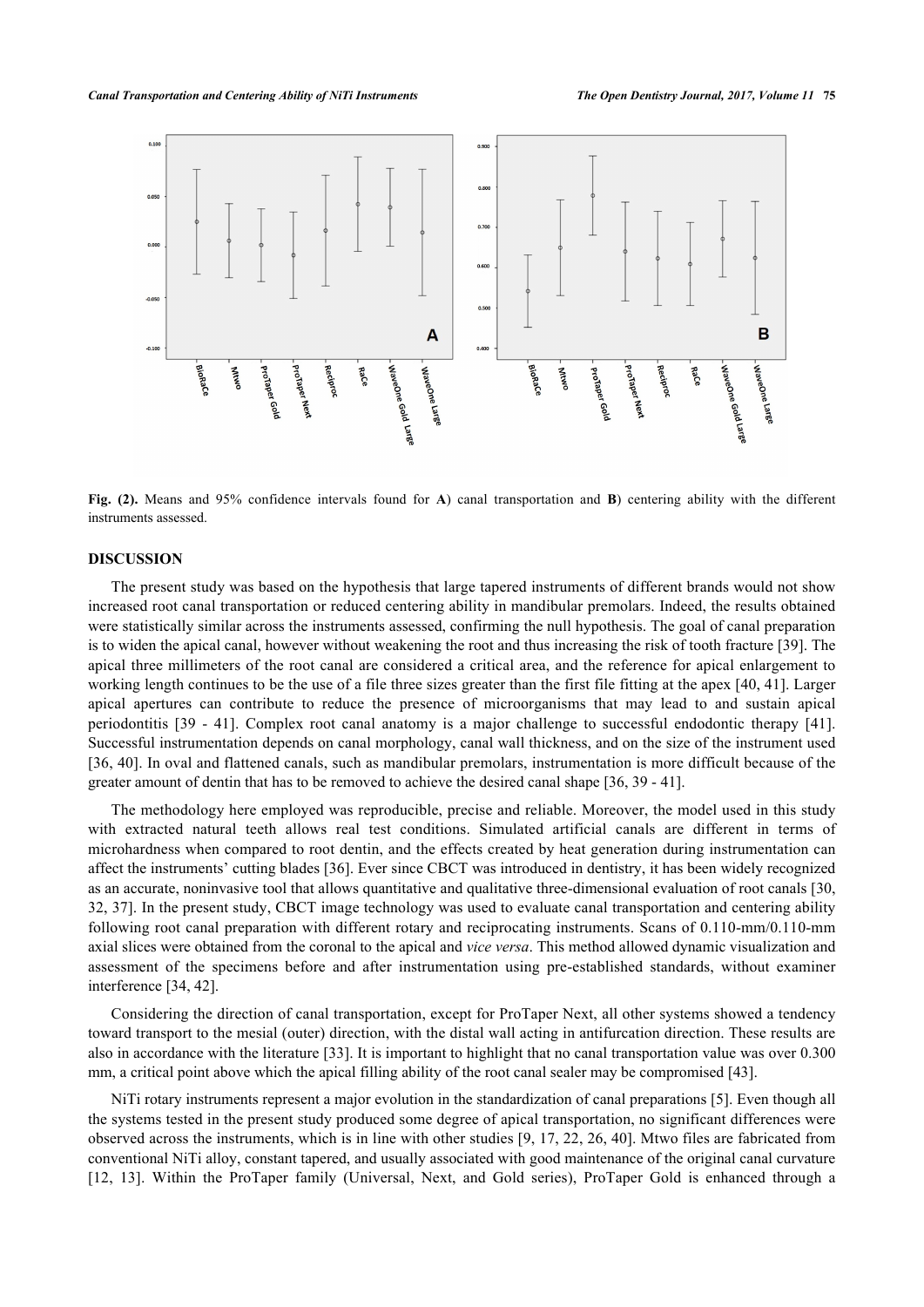**Fig. (2).** Means and 95% confidence intervals found for **A**) canal transportation and **B**) centering ability with the different instruments assessed.

## DISCUSSION

The present study was based on the hypothesis that large tapered instruments of different brands would not show increased root canal transportation or reduced centering ability in mandibular premolars. Indeed, the results obtained were statistically similar across the instruments assessed, confirming the null hypothesis. The goal of canal preparation is to widen the apical canal, however without weakening the root and thus increasing the risk of tooth fracture [39]. The apical three millimeters of the root canal are considered a critical area, and the reference for apical enlargement to working length continues to be the use of a file three sizes greater than the first file fitting at the apex [40, 41]. Larger apical apertures can contribute to reduce the presence of microorganisms that may lead to and sustain apical periodontitis [39 - 41]. Complex root canal anatomy is a major challenge to successful endodontic therapy [41]. Successful instrumentation depends on canal morphology, canal wall thickness, and on the size of the instrument used [36, 40]. In oval and flattened canals, such as mandibular premolars, instrumentation is more difficult because of the greater amount of dentin that has to be removed to achieve the desired canal shape [36, 39 - 41].

The methodology here employed was reproducible, precise and reliable. Moreover, the model used in this study with extracted natural teeth allows real test conditions. Simulated artificial canals are different in terms of microhardness when compared to root dentin, and the effects created by heat generation during instrumentation can affect the instruments' cutting blades [36]. Ever since CBCT was introduced in dentistry, it has been widely recognized as an accurate, noninvasive tool that allows quantitative and qualitative three-dimensional evaluation of root canals [30, 32, 37]. In the present study, CBCT image technology was used to evaluate canal transportation and centering ability following root canal preparation with different rotary and reciprocating instruments. Scans of 0.110-mm/0.110-mm axial slices were obtained from the coronal to the apical and *vice versa*. This method allowed dynamic visualization and assessment of the specimens before and after instrumentation using pre-established standards, without examiner interference [34, 42].

Considering the direction of canal transportation, except for ProTaper Next, all other systems showed a tendency toward transport to the mesial (outer) direction, with the distal wall acting in antifurcation direction. These results are also in accordance with the literature [33]. It is important to highlight that no canal transportation value was over 0.300 mm, a critical point above which the apical filling ability of the root canal sealer may be compromised [43].

NiTi rotary instruments represent a major evolution in the standardization of canal preparations [5]. Even though all the systems tested in the present study produced some degree of apical transportation, no significant differences were observed across the instruments, which is in line with other studies [9, 17, 22, 26, 40]. Mtwo files are fabricated from conventional NiTi alloy, constant tapered, and usually associated with good maintenance of the original canal curvature [12, 13]. Within the ProTaper family (Universal, Next, and Gold series), ProTaper Gold is enhanced through a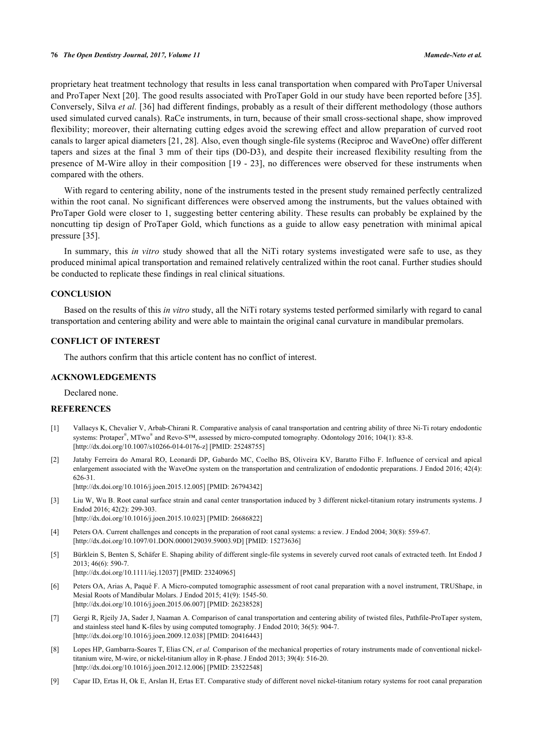proprietary heat treatment technology that results in less canal transportation when compared with ProTaper Universal and ProTaper Next [20]. The good results associated with ProTaper Gold in our study have been reported before [35]. Conversely, Silva *et al.* [36] had different findings, probably as a result of their different methodology (those authors used simulated curved canals). RaCe instruments, in turn, because of their small cross-sectional shape, show improved flexibility; moreover, their alternating cutting edges avoid the screwing effect and allow preparation of curved root canals to larger apical diameters [21, 28]. Also, even though single-file systems (Reciproc and WaveOne) offer different tapers and sizes at the final 3 mm of their tips (D0-D3), and despite their increased flexibility resulting from the presence of M-Wire alloy in their composition [19 - 23], no differences were observed for these instruments when compared with the others.

With regard to centering ability, none of the instruments tested in the present study remained perfectly centralized within the root canal. No significant differences were observed among the instruments, but the values obtained with ProTaper Gold were closer to 1, suggesting better centering ability. These results can probably be explained by the noncutting tip design of ProTaper Gold, which functions as a guide to allow easy penetration with minimal apical pressure [35].

In summary, this *in vitro* study showed that all the NiTi rotary systems investigated were safe to use, as they produced minimal apical transportation and remained relatively centralized within the root canal. Further studies should be conducted to replicate these findings in real clinical situations.

## CONCLUSION

Based on the results of this *in vitro* study, all the NiTi rotary systems tested performed similarly with regard to canal transportation and centering ability and were able to maintain the original canal curvature in mandibular premolars.

## CONFLICT OF INTEREST

The authors confirm that this article content has no conflict of interest.

## ACKNOWLEDGEMENTS

Declared none.

## REFERENCES

[1] Vallaeys K, Chevalier V, Arbab-Chirani R. Comparative analysis of canal transportation and centring ability of three Ni-Ti rotary endodontic systems: Protaper®, MTwo® and Revo-S™, assessed by micro-computed tomography. Odontology 2016; 104(1): 83-8. [http://dx.doi.org/10.1007/s10266-014-0176-z] [PMID: 25248755]

[2] Jatahy Ferreira do Amaral RO, Leonardi DP, Gabardo MC, Coelho BS, Oliveira KV, Baratto Filho F. Influence of cervical and apical enlargement associated with the WaveOne system on the transportation and centralization of endodontic preparations. J Endod 2016; 42(4): 626-31. [http://dx.doi.org/10.1016/j.joen.2015.12.005] [PMID: 26794342]

[3] Liu W, Wu B. Root canal surface strain and canal center transportation induced by 3 different nickel-titanium rotary instruments systems. J Endod 2016; 42(2): 299-303. [http://dx.doi.org/10.1016/j.joen.2015.10.023] [PMID: 26686822]

[4] Peters OA. Current challenges and concepts in the preparation of root canal systems: a review. J Endod 2004; 30(8): 559-67. [http://dx.doi.org/10.1097/01.DON.0000129039.59003.9D] [PMID: 15273636]

[5] Bürklein S, Benten S, Schäfer E. Shaping ability of different single-file systems in severely curved root canals of extracted teeth. Int Endod J 2013; 46(6): 590-7. [http://dx.doi.org/10.1111/iej.12037] [PMID: 23240965]

[6] Peters OA, Arias A, Paqué F. A Micro-computed tomographic assessment of root canal preparation with a novel instrument, TRUShape, in Mesial Roots of Mandibular Molars. J Endod 2015; 41(9): 1545-50. [http://dx.doi.org/10.1016/j.joen.2015.06.007] [PMID: 26238528]

[7] Gergi R, Rjeily JA, Sader J, Naaman A. Comparison of canal transportation and centering ability of twisted files, Pathfile-ProTaper system, and stainless steel hand K-files by using computed tomography. J Endod 2010; 36(5): 904-7. [http://dx.doi.org/10.1016/j.joen.2009.12.038] [PMID: 20416443]

[8] Lopes HP, Gambarra-Soares T, Elias CN, *et al.* Comparison of the mechanical properties of rotary instruments made of conventional nickel-titanium wire, M-wire, or nickel-titanium alloy in R-phase. J Endod 2013; 39(4): 516-20. [http://dx.doi.org/10.1016/j.joen.2012.12.006] [PMID: 23522548]

[9] Capar ID, Ertas H, Ok E, Arslan H, Ertas ET. Comparative study of different novel nickel-titanium rotary systems for root canal preparation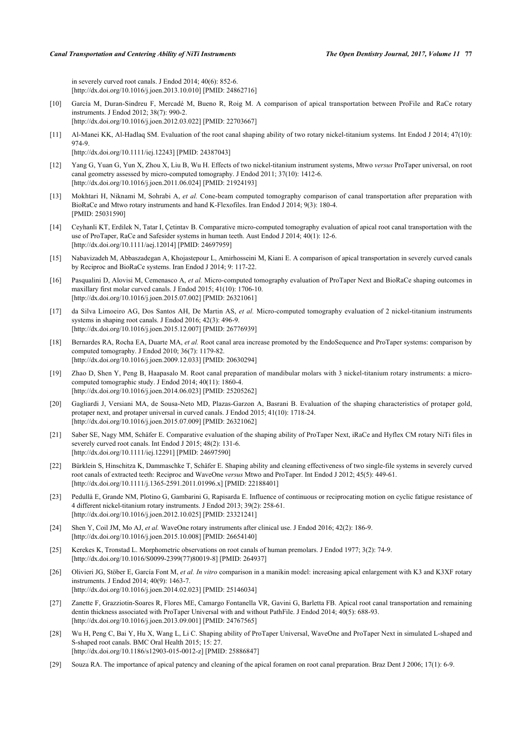in severely curved root canals. J Endod 2014; 40(6): 852-6.
[http://dx.doi.org/10.1016/j.joen.2013.10.010] [PMID: 24862716]

[10] García M, Duran-Sindreu F, Mercadé M, Bueno R, Roig M. A comparison of apical transportation between ProFile and RaCe rotary instruments. J Endod 2012; 38(7): 990-2.
[http://dx.doi.org/10.1016/j.joen.2012.03.022] [PMID: 22703667]

[11] Al-Manei KK, Al-Hadlaq SM. Evaluation of the root canal shaping ability of two rotary nickel-titanium systems. Int Endod J 2014; 47(10): 974-9.
[http://dx.doi.org/10.1111/iej.12243] [PMID: 24387043]

[12] Yang G, Yuan G, Yun X, Zhou X, Liu B, Wu H. Effects of two nickel-titanium instrument systems, Mtwo *versus* ProTaper universal, on root canal geometry assessed by micro-computed tomography. J Endod 2011; 37(10): 1412-6.
[http://dx.doi.org/10.1016/j.joen.2011.06.024] [PMID: 21924193]

[13] Mokhtari H, Niknami M, Sohrabi A, *et al.* Cone-beam computed tomography comparison of canal transportation after preparation with BioRaCe and Mtwo rotary instruments and hand K-Flexofiles. Iran Endod J 2014; 9(3): 180-4.
[PMID: 25031590]

[14] Ceyhanli KT, Erdilek N, Tatar I, Çetintav B. Comparative micro-computed tomography evaluation of apical root canal transportation with the use of ProTaper, RaCe and Safesider systems in human teeth. Aust Endod J 2014; 40(1): 12-6.
[http://dx.doi.org/10.1111/aej.12014] [PMID: 24697959]

[15] Nabavizadeh M, Abbaszadegan A, Khojastepour L, Amirhosseini M, Kiani E. A comparison of apical transportation in severely curved canals by Reciproc and BioRaCe systems. Iran Endod J 2014; 9: 117-22.

[16] Pasqualini D, Alovisi M, Cemenasco A, *et al.* Micro-computed tomography evaluation of ProTaper Next and BioRaCe shaping outcomes in maxillary first molar curved canals. J Endod 2015; 41(10): 1706-10.
[http://dx.doi.org/10.1016/j.joen.2015.07.002] [PMID: 26321061]

[17] da Silva Limoeiro AG, Dos Santos AH, De Martin AS, *et al.* Micro-computed tomography evaluation of 2 nickel-titanium instruments systems in shaping root canals. J Endod 2016; 42(3): 496-9.
[http://dx.doi.org/10.1016/j.joen.2015.12.007] [PMID: 26776939]

[18] Bernardes RA, Rocha EA, Duarte MA, *et al.* Root canal area increase promoted by the EndoSequence and ProTaper systems: comparison by computed tomography. J Endod 2010; 36(7): 1179-82.
[http://dx.doi.org/10.1016/j.joen.2009.12.033] [PMID: 20630294]

[19] Zhao D, Shen Y, Peng B, Haapasalo M. Root canal preparation of mandibular molars with 3 nickel-titanium rotary instruments: a micro-computed tomographic study. J Endod 2014; 40(11): 1860-4.
[http://dx.doi.org/10.1016/j.joen.2014.06.023] [PMID: 25205262]

[20] Gagliardi J, Versiani MA, de Sousa-Neto MD, Plazas-Garzon A, Basrani B. Evaluation of the shaping characteristics of protaper gold, protaper next, and protaper universal in curved canals. J Endod 2015; 41(10): 1718-24.
[http://dx.doi.org/10.1016/j.joen.2015.07.009] [PMID: 26321062]

[21] Saber SE, Nagy MM, Schäfer E. Comparative evaluation of the shaping ability of ProTaper Next, iRaCe and Hyflex CM rotary NiTi files in severely curved root canals. Int Endod J 2015; 48(2): 131-6.
[http://dx.doi.org/10.1111/iej.12291] [PMID: 24697590]

[22] Bürklein S, Hinschitza K, Dammaschke T, Schäfer E. Shaping ability and cleaning effectiveness of two single-file systems in severely curved root canals of extracted teeth: Reciproc and WaveOne *versus* Mtwo and ProTaper. Int Endod J 2012; 45(5): 449-61.
[http://dx.doi.org/10.1111/j.1365-2591.2011.01996.x] [PMID: 22188401]

[23] Pedullà E, Grande NM, Plotino G, Gambarini G, Rapisarda E. Influence of continuous or reciprocating motion on cyclic fatigue resistance of 4 different nickel-titanium rotary instruments. J Endod 2013; 39(2): 258-61.
[http://dx.doi.org/10.1016/j.joen.2012.10.025] [PMID: 23321241]

[24] Shen Y, Coil JM, Mo AJ, *et al.* WaveOne rotary instruments after clinical use. J Endod 2016; 42(2): 186-9.
[http://dx.doi.org/10.1016/j.joen.2015.10.008] [PMID: 26654140]

[25] Kerekes K, Tronstad L. Morphometric observations on root canals of human premolars. J Endod 1977; 3(2): 74-9.
[http://dx.doi.org/10.1016/S0099-2399(77)80019-8] [PMID: 264937]

[26] Olivieri JG, Stöber E, García Font M, *et al. In vitro* comparison in a manikin model: increasing apical enlargement with K3 and K3XF rotary instruments. J Endod 2014; 40(9): 1463-7.
[http://dx.doi.org/10.1016/j.joen.2014.02.023] [PMID: 25146034]

[27] Zanette F, Grazziotin-Soares R, Flores ME, Camargo Fontanella VR, Gavini G, Barletta FB. Apical root canal transportation and remaining dentin thickness associated with ProTaper Universal with and without PathFile. J Endod 2014; 40(5): 688-93.
[http://dx.doi.org/10.1016/j.joen.2013.09.001] [PMID: 24767565]

[28] Wu H, Peng C, Bai Y, Hu X, Wang L, Li C. Shaping ability of ProTaper Universal, WaveOne and ProTaper Next in simulated L-shaped and S-shaped root canals. BMC Oral Health 2015; 15: 27.
[http://dx.doi.org/10.1186/s12903-015-0012-z] [PMID: 25886847]

[29] Souza RA. The importance of apical patency and cleaning of the apical foramen on root canal preparation. Braz Dent J 2006; 17(1): 6-9.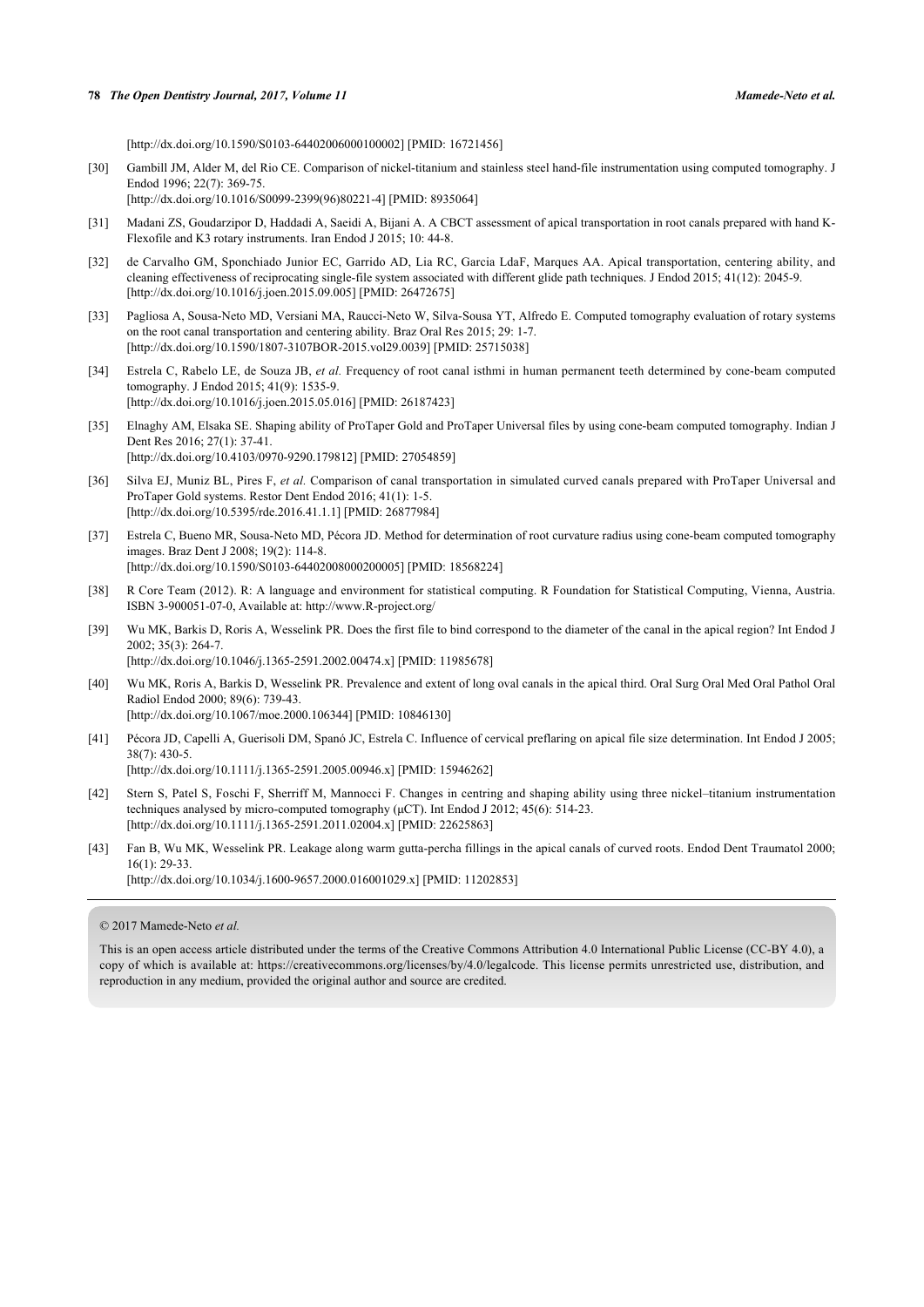[http://dx.doi.org/10.1590/S0103-64402006000100002] [PMID: 16721456]

[30] Gambill JM, Alder M, del Rio CE. Comparison of nickel-titanium and stainless steel hand-file instrumentation using computed tomography. J Endod 1996; 22(7): 369-75.
[http://dx.doi.org/10.1016/S0099-2399(96)80221-4] [PMID: 8935064]

[31] Madani ZS, Goudarzipor D, Haddadi A, Saeidi A, Bijani A. A CBCT assessment of apical transportation in root canals prepared with hand K-Flexofile and K3 rotary instruments. Iran Endod J 2015; 10: 44-8.

[32] de Carvalho GM, Sponchiado Junior EC, Garrido AD, Lia RC, Garcia LdaF, Marques AA. Apical transportation, centering ability, and cleaning effectiveness of reciprocating single-file system associated with different glide path techniques. J Endod 2015; 41(12): 2045-9.
[http://dx.doi.org/10.1016/j.joen.2015.09.005] [PMID: 26472675]

[33] Pagliosa A, Sousa-Neto MD, Versiani MA, Raucci-Neto W, Silva-Sousa YT, Alfredo E. Computed tomography evaluation of rotary systems on the root canal transportation and centering ability. Braz Oral Res 2015; 29: 1-7.
[http://dx.doi.org/10.1590/1807-3107BOR-2015.vol29.0039] [PMID: 25715038]

[34] Estrela C, Rabelo LE, de Souza JB, *et al.* Frequency of root canal isthmi in human permanent teeth determined by cone-beam computed tomography. J Endod 2015; 41(9): 1535-9.
[http://dx.doi.org/10.1016/j.joen.2015.05.016] [PMID: 26187423]

[35] Elnaghy AM, Elsaka SE. Shaping ability of ProTaper Gold and ProTaper Universal files by using cone-beam computed tomography. Indian J Dent Res 2016; 27(1): 37-41.
[http://dx.doi.org/10.4103/0970-9290.179812] [PMID: 27054859]

[36] Silva EJ, Muniz BL, Pires F, *et al.* Comparison of canal transportation in simulated curved canals prepared with ProTaper Universal and ProTaper Gold systems. Restor Dent Endod 2016; 41(1): 1-5.
[http://dx.doi.org/10.5395/rde.2016.41.1.1] [PMID: 26877984]

[37] Estrela C, Bueno MR, Sousa-Neto MD, Pécora JD. Method for determination of root curvature radius using cone-beam computed tomography images. Braz Dent J 2008; 19(2): 114-8.
[http://dx.doi.org/10.1590/S0103-64402008000200005] [PMID: 18568224]

[38] R Core Team (2012). R: A language and environment for statistical computing. R Foundation for Statistical Computing, Vienna, Austria. ISBN 3-900051-07-0, Available at: http://www.R-project.org/

[39] Wu MK, Barkis D, Roris A, Wesselink PR. Does the first file to bind correspond to the diameter of the canal in the apical region? Int Endod J 2002; 35(3): 264-7.
[http://dx.doi.org/10.1046/j.1365-2591.2002.00474.x] [PMID: 11985678]

[40] Wu MK, Roris A, Barkis D, Wesselink PR. Prevalence and extent of long oval canals in the apical third. Oral Surg Oral Med Oral Pathol Oral Radiol Endod 2000; 89(6): 739-43.
[http://dx.doi.org/10.1067/moe.2000.106344] [PMID: 10846130]

[41] Pécora JD, Capelli A, Guerisoli DM, Spanó JC, Estrela C. Influence of cervical preflaring on apical file size determination. Int Endod J 2005; 38(7): 430-5.
[http://dx.doi.org/10.1111/j.1365-2591.2005.00946.x] [PMID: 15946262]

[42] Stern S, Patel S, Foschi F, Sherriff M, Mannocci F. Changes in centring and shaping ability using three nickel–titanium instrumentation techniques analysed by micro-computed tomography (μCT). Int Endod J 2012; 45(6): 514-23.
[http://dx.doi.org/10.1111/j.1365-2591.2011.02004.x] [PMID: 22625863]

[43] Fan B, Wu MK, Wesselink PR. Leakage along warm gutta-percha fillings in the apical canals of curved roots. Endod Dent Traumatol 2000; 16(1): 29-33.
[http://dx.doi.org/10.1034/j.1600-9657.2000.016001029.x] [PMID: 11202853]

© 2017 Mamede-Neto *et al.*

This is an open access article distributed under the terms of the Creative Commons Attribution 4.0 International Public License (CC-BY 4.0), a copy of which is available at: https://creativecommons.org/licenses/by/4.0/legalcode. This license permits unrestricted use, distribution, and reproduction in any medium, provided the original author and source are credited.